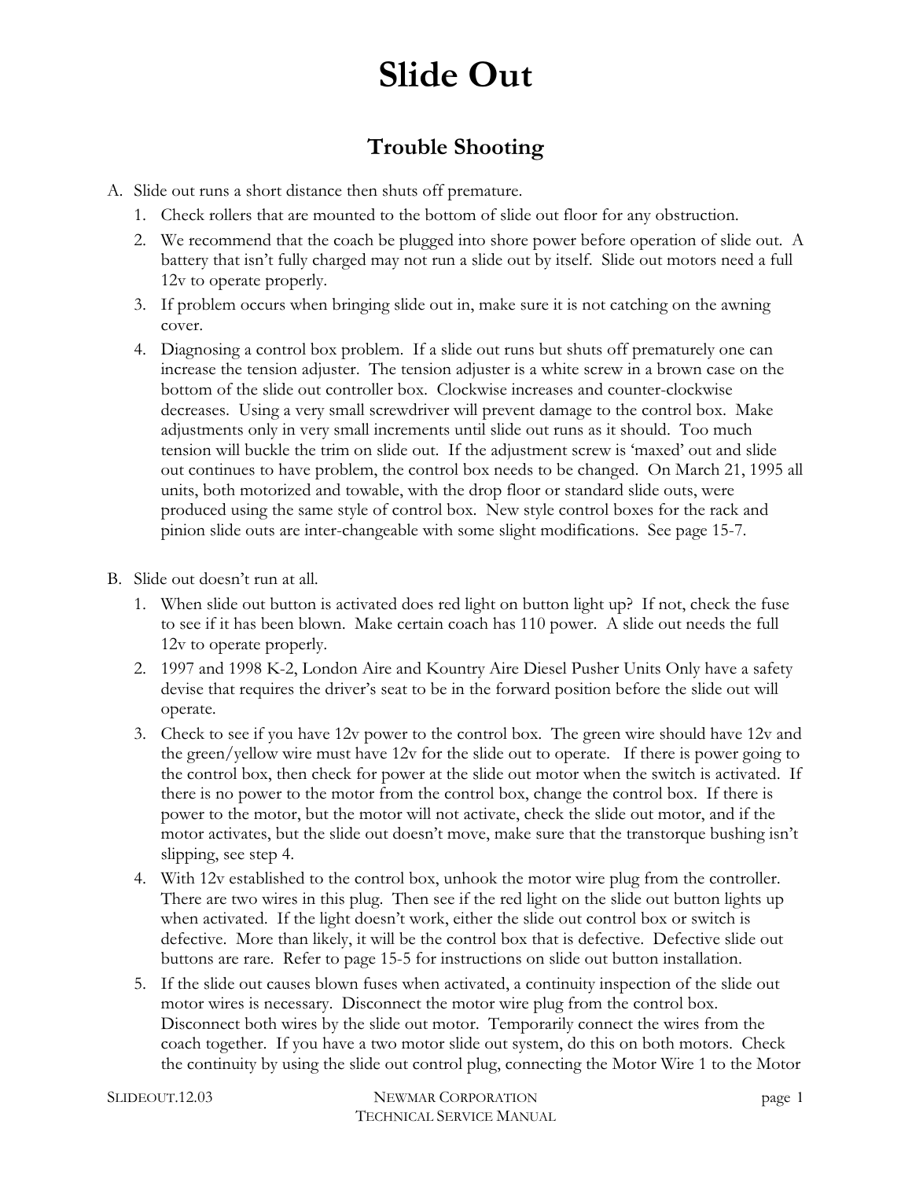# Slide Out

## Trouble Shooting

A. Slide out runs a short distance then shuts off premature.

1. Check rollers that are mounted to the bottom of slide out floor for any obstruction.
2. We recommend that the coach be plugged into shore power before operation of slide out. A battery that isn't fully charged may not run a slide out by itself. Slide out motors need a full 12v to operate properly.
3. If problem occurs when bringing slide out in, make sure it is not catching on the awning cover.
4. Diagnosing a control box problem. If a slide out runs but shuts off prematurely one can increase the tension adjuster. The tension adjuster is a white screw in a brown case on the bottom of the slide out controller box. Clockwise increases and counter-clockwise decreases. Using a very small screwdriver will prevent damage to the control box. Make adjustments only in very small increments until slide out runs as it should. Too much tension will buckle the trim on slide out. If the adjustment screw is 'maxed' out and slide out continues to have problem, the control box needs to be changed. On March 21, 1995 all units, both motorized and towable, with the drop floor or standard slide outs, were produced using the same style of control box. New style control boxes for the rack and pinion slide outs are inter-changeable with some slight modifications. See page 15-7.

B. Slide out doesn't run at all.

1. When slide out button is activated does red light on button light up? If not, check the fuse to see if it has been blown. Make certain coach has 110 power. A slide out needs the full 12v to operate properly.
2. 1997 and 1998 K-2, London Aire and Kountry Aire Diesel Pusher Units Only have a safety devise that requires the driver's seat to be in the forward position before the slide out will operate.
3. Check to see if you have 12v power to the control box. The green wire should have 12v and the green/yellow wire must have 12v for the slide out to operate. If there is power going to the control box, then check for power at the slide out motor when the switch is activated. If there is no power to the motor from the control box, change the control box. If there is power to the motor, but the motor will not activate, check the slide out motor, and if the motor activates, but the slide out doesn't move, make sure that the transtorque bushing isn't slipping, see step 4.
4. With 12v established to the control box, unhook the motor wire plug from the controller. There are two wires in this plug. Then see if the red light on the slide out button lights up when activated. If the light doesn't work, either the slide out control box or switch is defective. More than likely, it will be the control box that is defective. Defective slide out buttons are rare. Refer to page 15-5 for instructions on slide out button installation.
5. If the slide out causes blown fuses when activated, a continuity inspection of the slide out motor wires is necessary. Disconnect the motor wire plug from the control box. Disconnect both wires by the slide out motor. Temporarily connect the wires from the coach together. If you have a two motor slide out system, do this on both motors. Check the continuity by using the slide out control plug, connecting the Motor Wire 1 to the Motor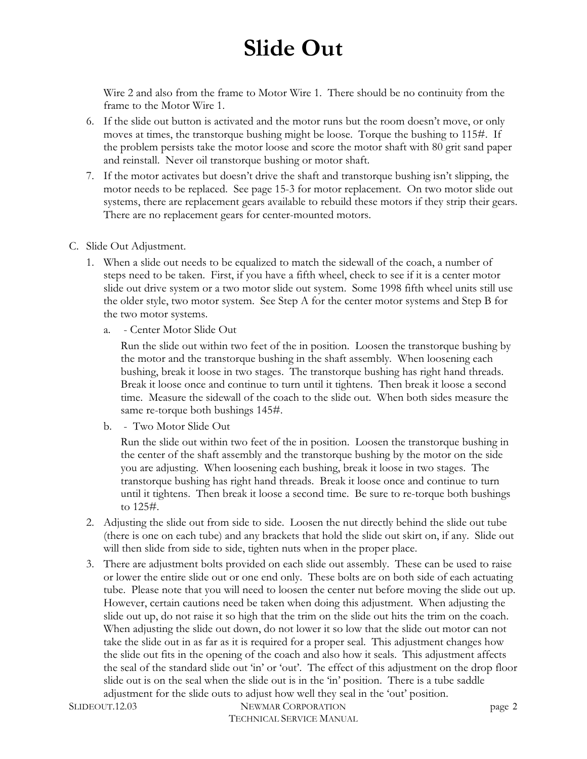# Slide Out

Wire 2 and also from the frame to Motor Wire 1. There should be no continuity from the frame to the Motor Wire 1.

6. If the slide out button is activated and the motor runs but the room doesn't move, or only moves at times, the transtorque bushing might be loose. Torque the bushing to 115#. If the problem persists take the motor loose and score the motor shaft with 80 grit sand paper and reinstall. Never oil transtorque bushing or motor shaft.
7. If the motor activates but doesn't drive the shaft and transtorque bushing isn't slipping, the motor needs to be replaced. See page 15-3 for motor replacement. On two motor slide out systems, there are replacement gears available to rebuild these motors if they strip their gears. There are no replacement gears for center-mounted motors.

C. Slide Out Adjustment.

1. When a slide out needs to be equalized to match the sidewall of the coach, a number of steps need to be taken. First, if you have a fifth wheel, check to see if it is a center motor slide out drive system or a two motor slide out system. Some 1998 fifth wheel units still use the older style, two motor system. See Step A for the center motor systems and Step B for the two motor systems.

   a. - Center Motor Slide Out

   Run the slide out within two feet of the in position. Loosen the transtorque bushing by the motor and the transtorque bushing in the shaft assembly. When loosening each bushing, break it loose in two stages. The transtorque bushing has right hand threads. Break it loose once and continue to turn until it tightens. Then break it loose a second time. Measure the sidewall of the coach to the slide out. When both sides measure the same re-torque both bushings 145#.

   b. - Two Motor Slide Out

   Run the slide out within two feet of the in position. Loosen the transtorque bushing in the center of the shaft assembly and the transtorque bushing by the motor on the side you are adjusting. When loosening each bushing, break it loose in two stages. The transtorque bushing has right hand threads. Break it loose once and continue to turn until it tightens. Then break it loose a second time. Be sure to re-torque both bushings to 125#.

2. Adjusting the slide out from side to side. Loosen the nut directly behind the slide out tube (there is one on each tube) and any brackets that hold the slide out skirt on, if any. Slide out will then slide from side to side, tighten nuts when in the proper place.
3. There are adjustment bolts provided on each slide out assembly. These can be used to raise or lower the entire slide out or one end only. These bolts are on both side of each actuating tube. Please note that you will need to loosen the center nut before moving the slide out up. However, certain cautions need be taken when doing this adjustment. When adjusting the slide out up, do not raise it so high that the trim on the slide out hits the trim on the coach. When adjusting the slide out down, do not lower it so low that the slide out motor can not take the slide out in as far as it is required for a proper seal. This adjustment changes how the slide out fits in the opening of the coach and also how it seals. This adjustment affects the seal of the standard slide out 'in' or 'out'. The effect of this adjustment on the drop floor slide out is on the seal when the slide out is in the 'in' position. There is a tube saddle adjustment for the slide outs to adjust how well they seal in the 'out' position.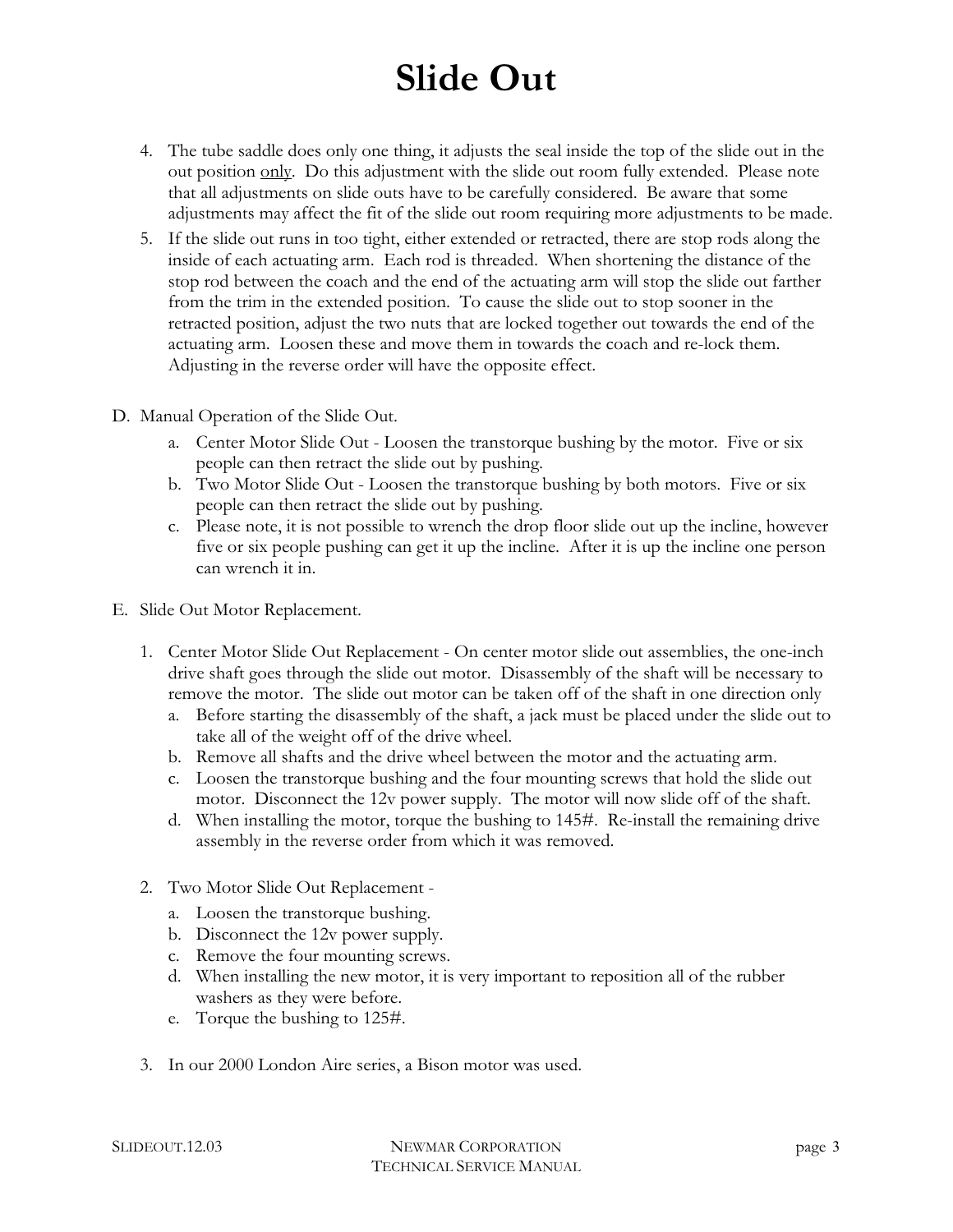# Slide Out

4. The tube saddle does only one thing, it adjusts the seal inside the top of the slide out in the out position <u>only</u>. Do this adjustment with the slide out room fully extended. Please note that all adjustments on slide outs have to be carefully considered. Be aware that some adjustments may affect the fit of the slide out room requiring more adjustments to be made.
5. If the slide out runs in too tight, either extended or retracted, there are stop rods along the inside of each actuating arm. Each rod is threaded. When shortening the distance of the stop rod between the coach and the end of the actuating arm will stop the slide out farther from the trim in the extended position. To cause the slide out to stop sooner in the retracted position, adjust the two nuts that are locked together out towards the end of the actuating arm. Loosen these and move them in towards the coach and re-lock them. Adjusting in the reverse order will have the opposite effect.

D. Manual Operation of the Slide Out.

   a. Center Motor Slide Out - Loosen the transtorque bushing by the motor. Five or six people can then retract the slide out by pushing.
   b. Two Motor Slide Out - Loosen the transtorque bushing by both motors. Five or six people can then retract the slide out by pushing.
   c. Please note, it is not possible to wrench the drop floor slide out up the incline, however five or six people pushing can get it up the incline. After it is up the incline one person can wrench it in.

E. Slide Out Motor Replacement.

1. Center Motor Slide Out Replacement - On center motor slide out assemblies, the one-inch drive shaft goes through the slide out motor. Disassembly of the shaft will be necessary to remove the motor. The slide out motor can be taken off of the shaft in one direction only
   a. Before starting the disassembly of the shaft, a jack must be placed under the slide out to take all of the weight off of the drive wheel.
   b. Remove all shafts and the drive wheel between the motor and the actuating arm.
   c. Loosen the transtorque bushing and the four mounting screws that hold the slide out motor. Disconnect the 12v power supply. The motor will now slide off of the shaft.
   d. When installing the motor, torque the bushing to 145#. Re-install the remaining drive assembly in the reverse order from which it was removed.

2. Two Motor Slide Out Replacement -
   a. Loosen the transtorque bushing.
   b. Disconnect the 12v power supply.
   c. Remove the four mounting screws.
   d. When installing the new motor, it is very important to reposition all of the rubber washers as they were before.
   e. Torque the bushing to 125#.

3. In our 2000 London Aire series, a Bison motor was used.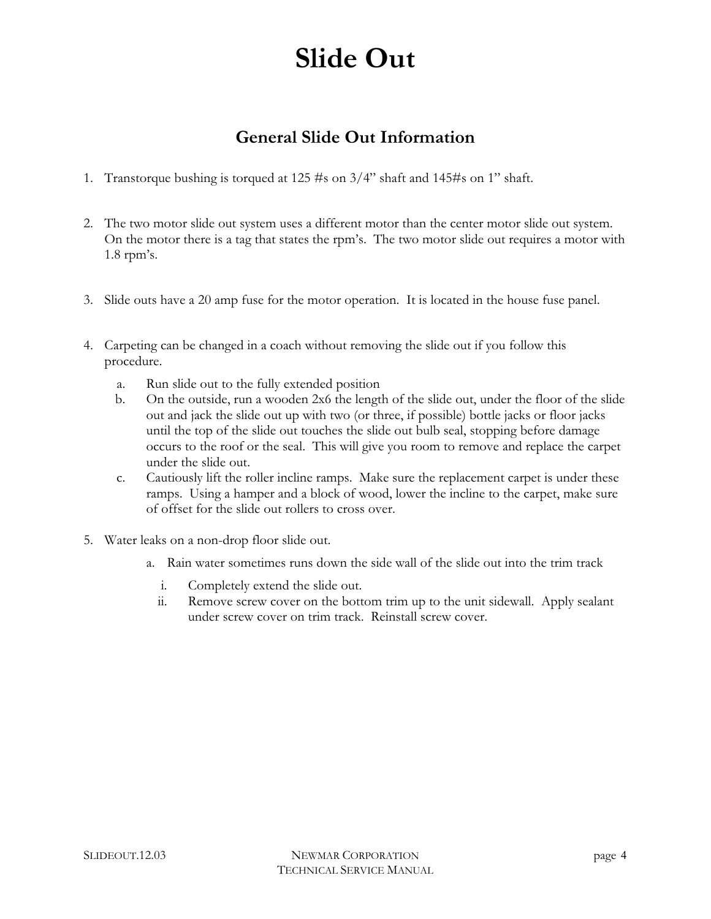# Slide Out

## General Slide Out Information

1. Transtorque bushing is torqued at 125 #s on 3/4" shaft and 145#s on 1" shaft.

2. The two motor slide out system uses a different motor than the center motor slide out system. On the motor there is a tag that states the rpm's. The two motor slide out requires a motor with 1.8 rpm's.

3. Slide outs have a 20 amp fuse for the motor operation. It is located in the house fuse panel.

4. Carpeting can be changed in a coach without removing the slide out if you follow this procedure.
   a. Run slide out to the fully extended position
   b. On the outside, run a wooden 2x6 the length of the slide out, under the floor of the slide out and jack the slide out up with two (or three, if possible) bottle jacks or floor jacks until the top of the slide out touches the slide out bulb seal, stopping before damage occurs to the roof or the seal. This will give you room to remove and replace the carpet under the slide out.
   c. Cautiously lift the roller incline ramps. Make sure the replacement carpet is under these ramps. Using a hamper and a block of wood, lower the incline to the carpet, make sure of offset for the slide out rollers to cross over.

5. Water leaks on a non-drop floor slide out.
   a. Rain water sometimes runs down the side wall of the slide out into the trim track
      i. Completely extend the slide out.
      ii. Remove screw cover on the bottom trim up to the unit sidewall. Apply sealant under screw cover on trim track. Reinstall screw cover.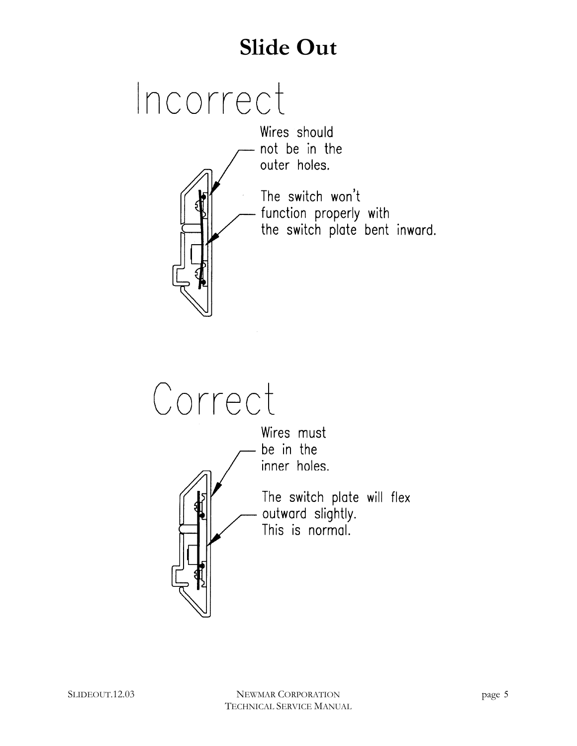# Slide Out

## Incorrect

Wires should not be in the outer holes.

The switch won't function properly with the switch plate bent inward.

## Correct

Wires must be in the inner holes.

The switch plate will flex outward slightly. This is normal.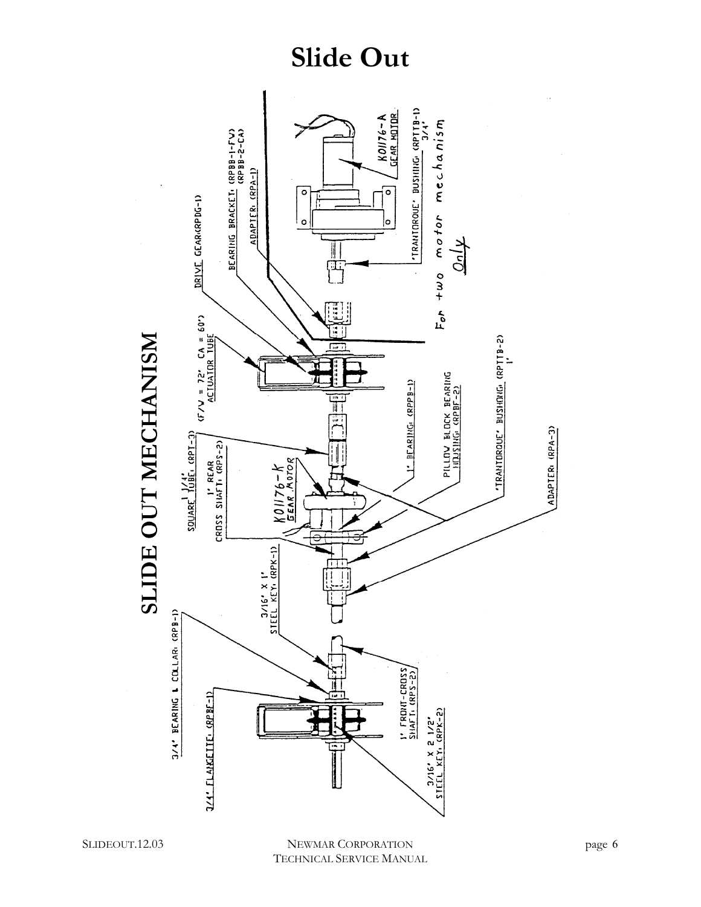# Slide Out

## SLIDE OUT MECHANISM

3/4" BEARING & COLLAR: (RPB-1)

3/4" FLANGETTE: (RPBF-1)

3/16" X 1" STEEL KEY: (RPK-1)

1" FRONT-CROSS SHAFT: (RPS-2)

3/16" X 2 1/2" STEEL KEY: (RPK-2)

SQUARE TUBE: 1 1/4" (RPT-3)

1" REAR CROSS SHAFT: (RPS-2)

K01176-K GEAR MOTOR

(F/V = 72" CA = 60") ACTUATOR TUBE

1" BEARING: (RPPB-1)

PILLOW BLOCK BEARING HOUSING: (RPBF-2)

'TRANTORQUE' BUSHING: (RPTTB-2) 1"

ADAPTER: (RPA-3)

DRIVE GEAR: (RPDG-1)

BEARING BRACKET: (RPBB-1-FV) (RPBB-2-CA)

ADAPTER: (RPA-1)

K01176-A GEAR MOTOR

'TRANTORQUE' BUSHING: (RPTTB-1) 3/4"

For two motor mechanism Only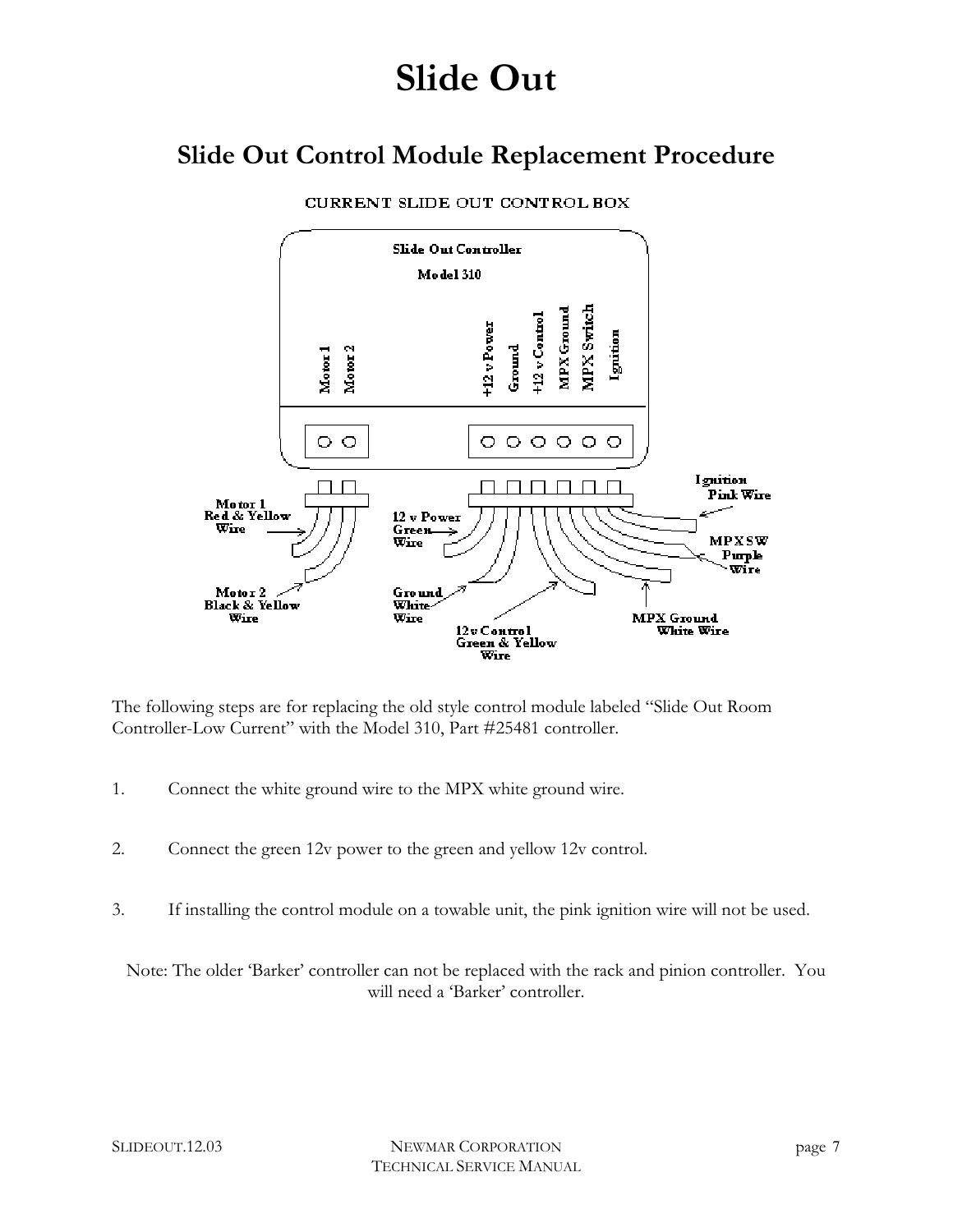# Slide Out

## Slide Out Control Module Replacement Procedure

CURRENT SLIDE OUT CONTROL BOX

Slide Out Controller

Model 310

Motor 1 | Motor 2 | +12 v Power | Ground | +12 v Control | MPX Ground | MPX Switch | Ignition

Motor 1 Red & Yellow Wire

Motor 2 Black & Yellow Wire

12 v Power Green Wire

Ground White Wire

12 v Control Green & Yellow Wire

MPX Ground White Wire

MPX SW Purple Wire

Ignition Pink Wire

The following steps are for replacing the old style control module labeled "Slide Out Room Controller-Low Current" with the Model 310, Part #25481 controller.

1. Connect the white ground wire to the MPX white ground wire.

2. Connect the green 12v power to the green and yellow 12v control.

3. If installing the control module on a towable unit, the pink ignition wire will not be used.

Note: The older 'Barker' controller can not be replaced with the rack and pinion controller. You will need a 'Barker' controller.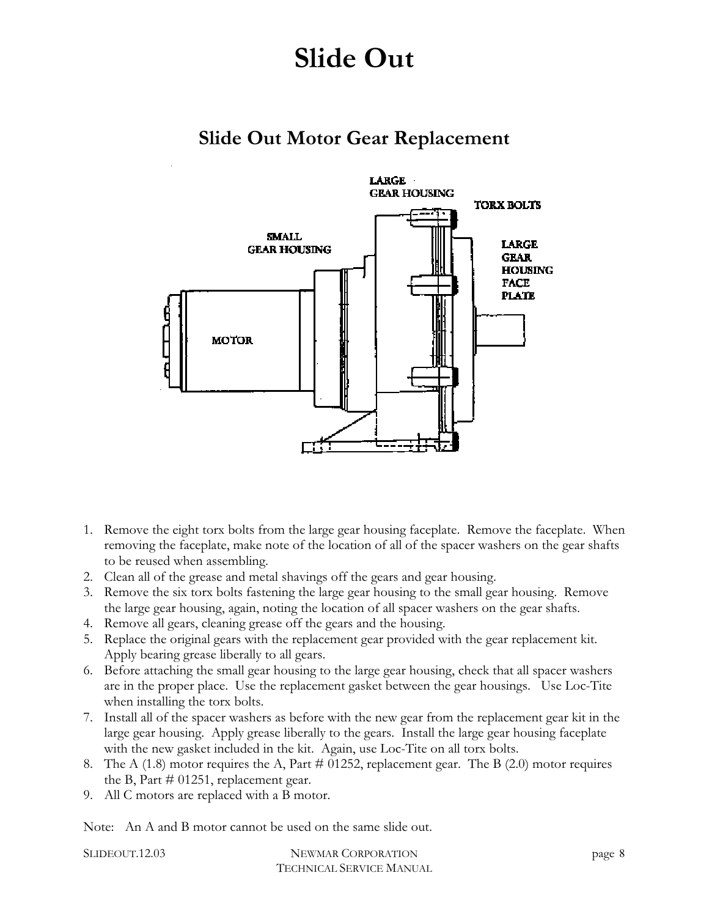# Slide Out

## Slide Out Motor Gear Replacement

1. Remove the eight torx bolts from the large gear housing faceplate. Remove the faceplate. When removing the faceplate, make note of the location of all of the spacer washers on the gear shafts to be reused when assembling.
2. Clean all of the grease and metal shavings off the gears and gear housing.
3. Remove the six torx bolts fastening the large gear housing to the small gear housing. Remove the large gear housing, again, noting the location of all spacer washers on the gear shafts.
4. Remove all gears, cleaning grease off the gears and the housing.
5. Replace the original gears with the replacement gear provided with the gear replacement kit. Apply bearing grease liberally to all gears.
6. Before attaching the small gear housing to the large gear housing, check that all spacer washers are in the proper place. Use the replacement gasket between the gear housings. Use Loc-Tite when installing the torx bolts.
7. Install all of the spacer washers as before with the new gear from the replacement gear kit in the large gear housing. Apply grease liberally to the gears. Install the large gear housing faceplate with the new gasket included in the kit. Again, use Loc-Tite on all torx bolts.
8. The A (1.8) motor requires the A, Part # 01252, replacement gear. The B (2.0) motor requires the B, Part # 01251, replacement gear.
9. All C motors are replaced with a B motor.

Note: An A and B motor cannot be used on the same slide out.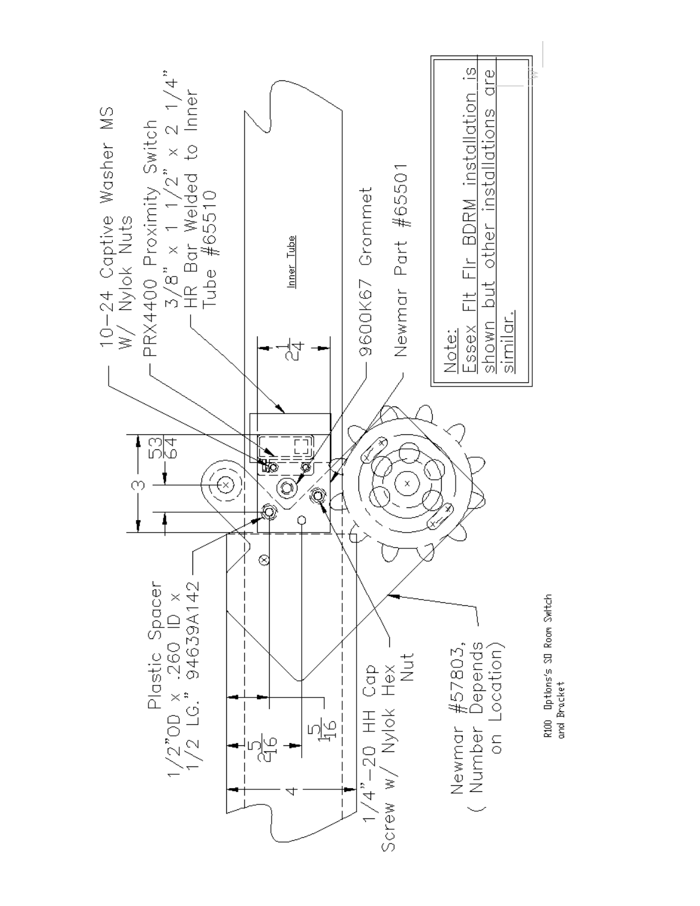10-24 Captive Washer MS
W/ Nylok Nuts

PRX4400 Proximity Switch

3/8" x 1 1/2" x 2 1/4"
HR Bar Welded to Inner
Tube #65510

Inner Tube

9600K67 Grommet

Newmar Part #65501

Note:
Essex Flt Flr BDRM installation is shown but other installations are similar.

Plastic Spacer
1/2"OD x .260 ID x
1/2 LG." 94639A142

1/4"-20 HH Cap
Screw w/ Nylok Hex
Nut

Newmar #57803,
( Number Depends
on Location)

3

53/64

2 1/4

4

2 5/16

1 5/16

R100 Options's SD Room Switch
and Bracket